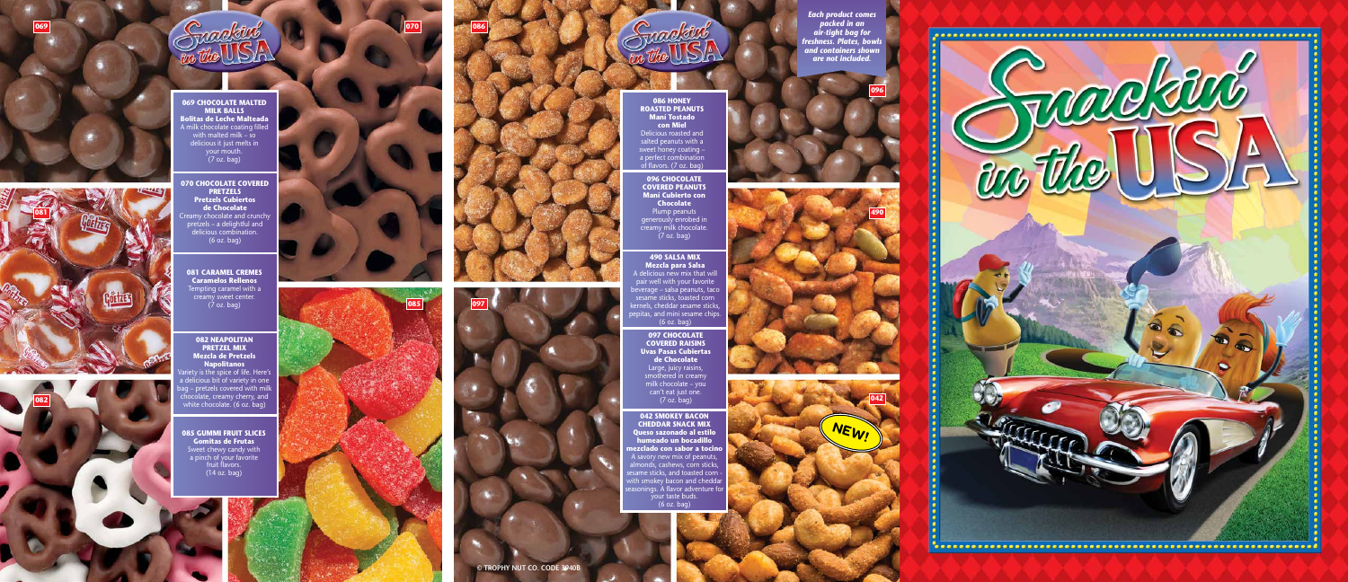# Snackin' in the USA

**069 CHOCOLATE MALTED MILK BALLS**
**Bolitas de Leche Malteada**
A milk chocolate coating filled with malted milk – so delicious it just melts in your mouth.
(7 oz. bag)

**070 CHOCOLATE COVERED PRETZELS**
**Pretzels Cubiertos de Chocolate**
Creamy chocolate and crunchy pretzels – a delightful and delicious combination.
(6 oz. bag)

**081 CARAMEL CREMES**
**Caramelos Rellenos**
Tempting caramel with a creamy sweet center.
(7 oz. bag)

**082 NEAPOLITAN PRETZEL MIX**
**Mezcla de Pretzels Napolitanos**
Variety is the spice of life. Here's a delicious bit of variety in one bag – pretzels covered with milk chocolate, creamy cherry, and white chocolate. (6 oz. bag)

**085 GUMMI FRUIT SLICES**
**Gomitas de Frutas**
Sweet chewy candy with a pinch of your favorite fruit flavors.
(14 oz. bag)

**086 HONEY ROASTED PEANUTS**
**Maní Tostado con Miel**
Delicious roasted and salted peanuts with a sweet honey coating – a perfect combination of flavors. (7 oz. bag)

**096 CHOCOLATE COVERED PEANUTS**
**Maní Cubierto con Chocolate**
Plump peanuts generously enrobed in creamy milk chocolate.
(7 oz. bag)

**490 SALSA MIX**
**Mezcla para Salsa**
A delicious new mix that will pair well with your favorite beverage – salsa peanuts, taco sesame sticks, toasted corn kernels, cheddar sesame sticks, pepitas, and mini sesame chips.
(6 oz. bag)

**097 CHOCOLATE COVERED RAISINS**
**Uvas Pasas Cubiertas de Chocolate**
Large, juicy raisins, smothered in creamy milk chocolate – you can't eat just one.
(7 oz. bag)

**042 SMOKEY BACON CHEDDAR SNACK MIX**
**Queso sazonado al estilo humeado un bocadillo mezclado con sabor a tocino**
A savory new mix of peanuts, almonds, cashews, corn sticks, sesame sticks, and toasted corn - with smokey bacon and cheddar seasonings. A flavor adventure for your taste buds.
(6 oz. bag)

NEW!

*Each product comes packed in an air-tight bag for freshness. Plates, bowls and containers shown are not included.*

© TROPHY NUT CO. CODE 3240B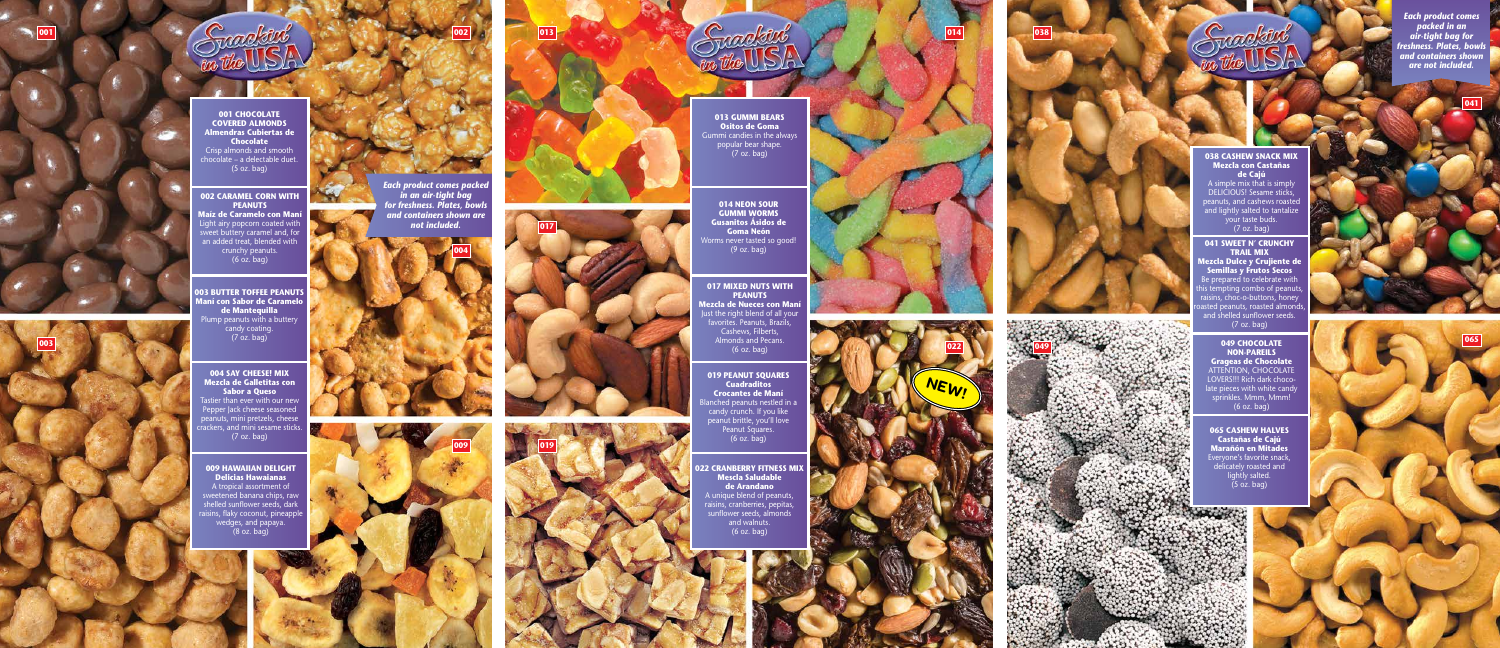**001 CHOCOLATE COVERED ALMONDS**
**Almendras Cubiertas de Chocolate**
Crisp almonds and smooth chocolate – a delectable duet.
(5 oz. bag)

**002 CARAMEL CORN WITH PEANUTS**
**Maíz de Caramelo con Maní**
Light airy popcorn coated with sweet buttery caramel and, for an added treat, blended with crunchy peanuts.
(6 oz. bag)

**003 BUTTER TOFFEE PEANUTS**
**Maní con Sabor de Caramelo de Mantequilla**
Plump peanuts with a buttery candy coating.
(7 oz. bag)

**004 SAY CHEESE! MIX**
**Mezcla de Galletitas con Sabor a Queso**
Tastier than ever with our new Pepper Jack cheese seasoned peanuts, mini pretzels, cheese crackers, and mini sesame sticks.
(7 oz. bag)

**009 HAWAIIAN DELIGHT**
**Delicias Hawaianas**
A tropical assortment of sweetened banana chips, raw shelled sunflower seeds, dark raisins, flaky coconut, pineapple wedges, and papaya.
(8 oz. bag)

*Each product comes packed in an air-tight bag for freshness. Plates, bowls and containers shown are not included.*

**013 GUMMI BEARS**
**Ositos de Goma**
Gummi candies in the always popular bear shape.
(7 oz. bag)

**014 NEON SOUR GUMMI WORMS**
**Gusanitos Ásidos de Goma Neón**
Worms never tasted so good!
(9 oz. bag)

**017 MIXED NUTS WITH PEANUTS**
**Mezcla de Nueces con Maní**
Just the right blend of all your favorites. Peanuts, Brazils, Cashews, Filberts, Almonds and Pecans.
(6 oz. bag)

**019 PEANUT SQUARES**
**Cuadraditos Crocantes de Maní**
Blanched peanuts nestled in a candy crunch. If you like peanut brittle, you'll love Peanut Squares.
(6 oz. bag)

**022 CRANBERRY FITNESS MIX**
**Mezcla Saludable de Arandano**
A unique blend of peanuts, raisins, cranberries, pepitas, sunflower seeds, almonds and walnuts.
(6 oz. bag)

NEW!

*Each product comes packed in an air-tight bag for freshness. Plates, bowls and containers shown are not included.*

**038 CASHEW SNACK MIX**
**Mezcla con Castañas de Cajú**
A simple mix that is simply DELICIOUS! Sesame sticks, peanuts, and cashews roasted and lightly salted to tantalize your taste buds.
(7 oz. bag)

**041 SWEET N' CRUNCHY TRAIL MIX**
**Mezcla Dulce y Crujiente de Semillas y Frutos Secos**
Be prepared to celebrate with this tempting combo of peanuts, raisins, choc-o-buttons, honey roasted pecans, roasted almonds, and shelled sunflower seeds.
(7 oz. bag)

**049 CHOCOLATE NON-PAREILS**
**Grageas de Chocolate**
ATTENTION, CHOCOLATE LOVERS!!! Rich dark chocolate pieces with white candy sprinkles. Mmm, Mmm!
(6 oz. bag)

**065 CASHEW HALVES**
**Castañas de Cajú Marañón en Mitades**
Everyone's favorite snack, delicately roasted and lightly salted.
(5 oz. bag)